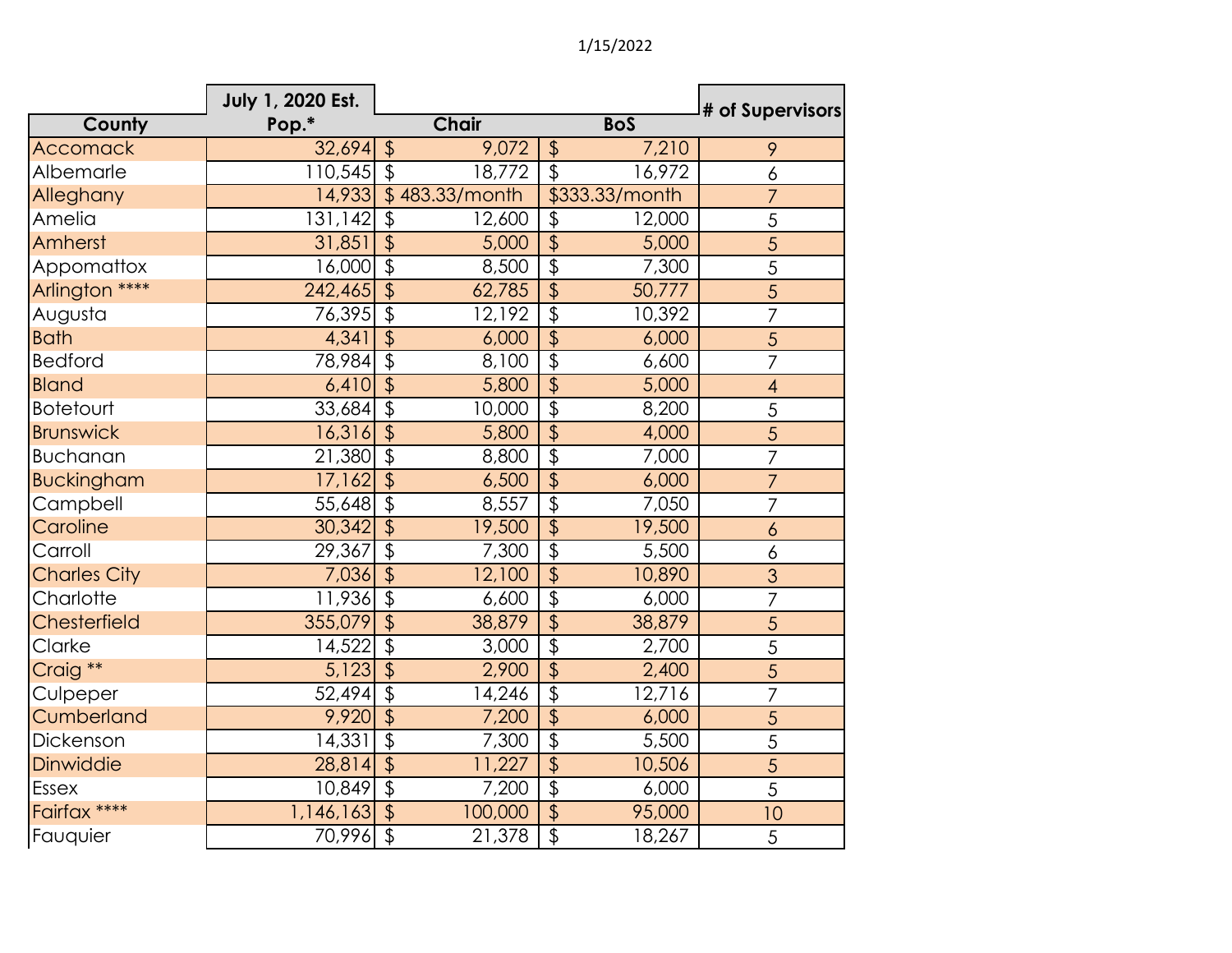1/15/2022

| County | July 1, 2020 Est. Pop.* | Chair | BoS | # of Supervisors |
|---|---|---|---|---|
| Accomack | 32,694 | $ 9,072 | $ 7,210 | 9 |
| Albemarle | 110,545 | $ 18,772 | $ 16,972 | 6 |
| Alleghany | 14,933 | $ 483.33/month | $333.33/month | 7 |
| Amelia | 131,142 | $ 12,600 | $ 12,000 | 5 |
| Amherst | 31,851 | $ 5,000 | $ 5,000 | 5 |
| Appomattox | 16,000 | $ 8,500 | $ 7,300 | 5 |
| Arlington **** | 242,465 | $ 62,785 | $ 50,777 | 5 |
| Augusta | 76,395 | $ 12,192 | $ 10,392 | 7 |
| Bath | 4,341 | $ 6,000 | $ 6,000 | 5 |
| Bedford | 78,984 | $ 8,100 | $ 6,600 | 7 |
| Bland | 6,410 | $ 5,800 | $ 5,000 | 4 |
| Botetourt | 33,684 | $ 10,000 | $ 8,200 | 5 |
| Brunswick | 16,316 | $ 5,800 | $ 4,000 | 5 |
| Buchanan | 21,380 | $ 8,800 | $ 7,000 | 7 |
| Buckingham | 17,162 | $ 6,500 | $ 6,000 | 7 |
| Campbell | 55,648 | $ 8,557 | $ 7,050 | 7 |
| Caroline | 30,342 | $ 19,500 | $ 19,500 | 6 |
| Carroll | 29,367 | $ 7,300 | $ 5,500 | 6 |
| Charles City | 7,036 | $ 12,100 | $ 10,890 | 3 |
| Charlotte | 11,936 | $ 6,600 | $ 6,000 | 7 |
| Chesterfield | 355,079 | $ 38,879 | $ 38,879 | 5 |
| Clarke | 14,522 | $ 3,000 | $ 2,700 | 5 |
| Craig ** | 5,123 | $ 2,900 | $ 2,400 | 5 |
| Culpeper | 52,494 | $ 14,246 | $ 12,716 | 7 |
| Cumberland | 9,920 | $ 7,200 | $ 6,000 | 5 |
| Dickenson | 14,331 | $ 7,300 | $ 5,500 | 5 |
| Dinwiddie | 28,814 | $ 11,227 | $ 10,506 | 5 |
| Essex | 10,849 | $ 7,200 | $ 6,000 | 5 |
| Fairfax **** | 1,146,163 | $ 100,000 | $ 95,000 | 10 |
| Fauquier | 70,996 | $ 21,378 | $ 18,267 | 5 |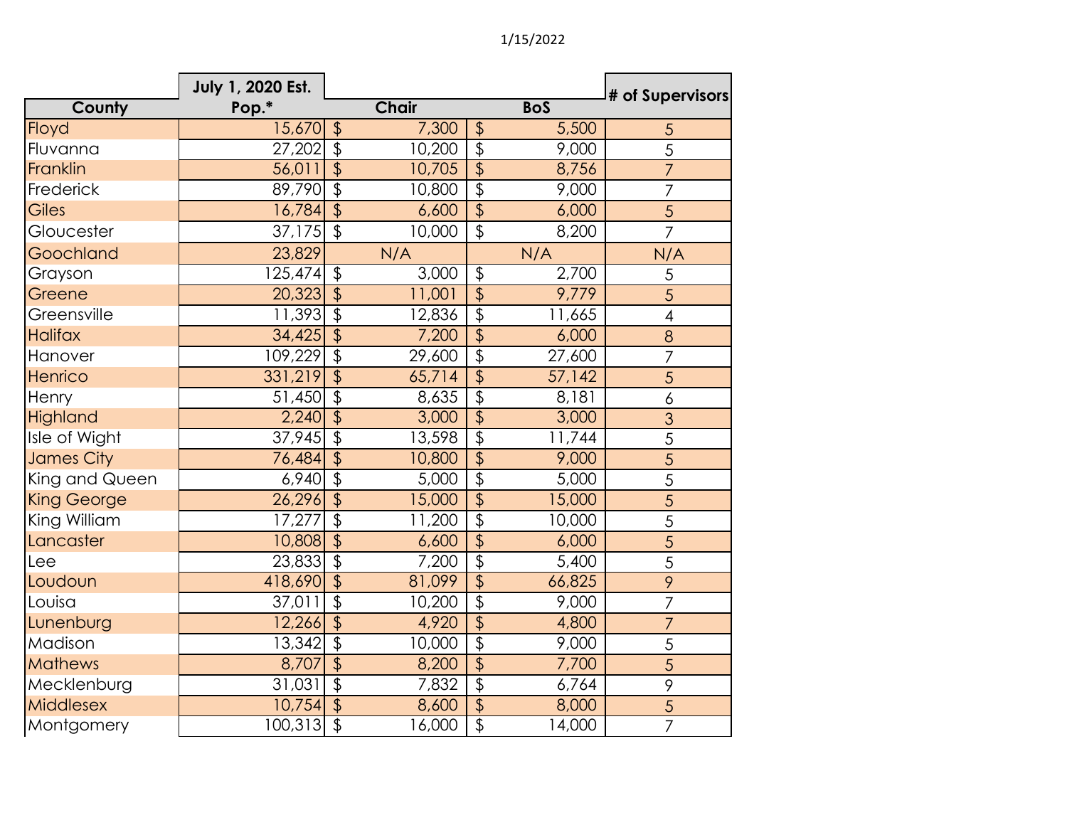1/15/2022

| County | July 1, 2020 Est. Pop.* | Chair | BoS | # of Supervisors |
|---|---|---|---|---|
| Floyd | 15,670 | $ 7,300 | $ 5,500 | 5 |
| Fluvanna | 27,202 | $ 10,200 | $ 9,000 | 5 |
| Franklin | 56,011 | $ 10,705 | $ 8,756 | 7 |
| Frederick | 89,790 | $ 10,800 | $ 9,000 | 7 |
| Giles | 16,784 | $ 6,600 | $ 6,000 | 5 |
| Gloucester | 37,175 | $ 10,000 | $ 8,200 | 7 |
| Goochland | 23,829 | N/A | N/A | N/A |
| Grayson | 125,474 | $ 3,000 | $ 2,700 | 5 |
| Greene | 20,323 | $ 11,001 | $ 9,779 | 5 |
| Greensville | 11,393 | $ 12,836 | $ 11,665 | 4 |
| Halifax | 34,425 | $ 7,200 | $ 6,000 | 8 |
| Hanover | 109,229 | $ 29,600 | $ 27,600 | 7 |
| Henrico | 331,219 | $ 65,714 | $ 57,142 | 5 |
| Henry | 51,450 | $ 8,635 | $ 8,181 | 6 |
| Highland | 2,240 | $ 3,000 | $ 3,000 | 3 |
| Isle of Wight | 37,945 | $ 13,598 | $ 11,744 | 5 |
| James City | 76,484 | $ 10,800 | $ 9,000 | 5 |
| King and Queen | 6,940 | $ 5,000 | $ 5,000 | 5 |
| King George | 26,296 | $ 15,000 | $ 15,000 | 5 |
| King William | 17,277 | $ 11,200 | $ 10,000 | 5 |
| Lancaster | 10,808 | $ 6,600 | $ 6,000 | 5 |
| Lee | 23,833 | $ 7,200 | $ 5,400 | 5 |
| Loudoun | 418,690 | $ 81,099 | $ 66,825 | 9 |
| Louisa | 37,011 | $ 10,200 | $ 9,000 | 7 |
| Lunenburg | 12,266 | $ 4,920 | $ 4,800 | 7 |
| Madison | 13,342 | $ 10,000 | $ 9,000 | 5 |
| Mathews | 8,707 | $ 8,200 | $ 7,700 | 5 |
| Mecklenburg | 31,031 | $ 7,832 | $ 6,764 | 9 |
| Middlesex | 10,754 | $ 8,600 | $ 8,000 | 5 |
| Montgomery | 100,313 | $ 16,000 | $ 14,000 | 7 |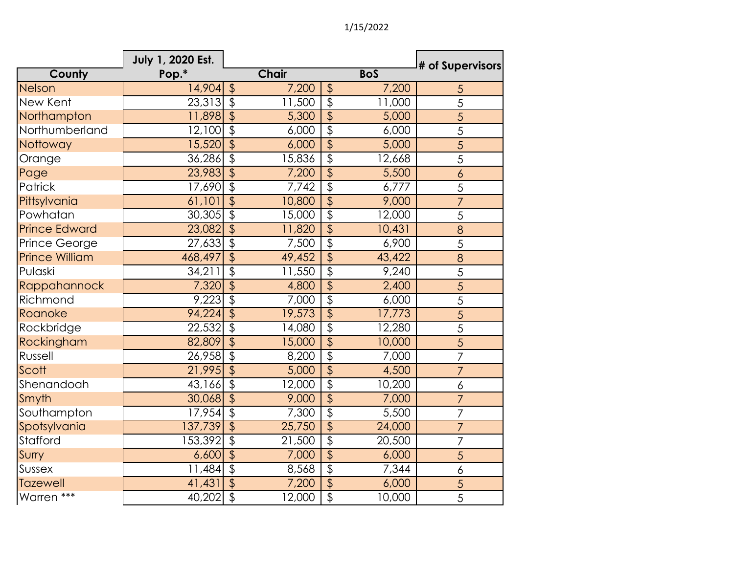1/15/2022

| County | July 1, 2020 Est. Pop.* | Chair | BoS | # of Supervisors |
|---|---|---|---|---|
| Nelson | 14,904 | $ 7,200 | $ 7,200 | 5 |
| New Kent | 23,313 | $ 11,500 | $ 11,000 | 5 |
| Northampton | 11,898 | $ 5,300 | $ 5,000 | 5 |
| Northumberland | 12,100 | $ 6,000 | $ 6,000 | 5 |
| Nottoway | 15,520 | $ 6,000 | $ 5,000 | 5 |
| Orange | 36,286 | $ 15,836 | $ 12,668 | 5 |
| Page | 23,983 | $ 7,200 | $ 5,500 | 6 |
| Patrick | 17,690 | $ 7,742 | $ 6,777 | 5 |
| Pittsylvania | 61,101 | $ 10,800 | $ 9,000 | 7 |
| Powhatan | 30,305 | $ 15,000 | $ 12,000 | 5 |
| Prince Edward | 23,082 | $ 11,820 | $ 10,431 | 8 |
| Prince George | 27,633 | $ 7,500 | $ 6,900 | 5 |
| Prince William | 468,497 | $ 49,452 | $ 43,422 | 8 |
| Pulaski | 34,211 | $ 11,550 | $ 9,240 | 5 |
| Rappahannock | 7,320 | $ 4,800 | $ 2,400 | 5 |
| Richmond | 9,223 | $ 7,000 | $ 6,000 | 5 |
| Roanoke | 94,224 | $ 19,573 | $ 17,773 | 5 |
| Rockbridge | 22,532 | $ 14,080 | $ 12,280 | 5 |
| Rockingham | 82,809 | $ 15,000 | $ 10,000 | 5 |
| Russell | 26,958 | $ 8,200 | $ 7,000 | 7 |
| Scott | 21,995 | $ 5,000 | $ 4,500 | 7 |
| Shenandoah | 43,166 | $ 12,000 | $ 10,200 | 6 |
| Smyth | 30,068 | $ 9,000 | $ 7,000 | 7 |
| Southampton | 17,954 | $ 7,300 | $ 5,500 | 7 |
| Spotsylvania | 137,739 | $ 25,750 | $ 24,000 | 7 |
| Stafford | 153,392 | $ 21,500 | $ 20,500 | 7 |
| Surry | 6,600 | $ 7,000 | $ 6,000 | 5 |
| Sussex | 11,484 | $ 8,568 | $ 7,344 | 6 |
| Tazewell | 41,431 | $ 7,200 | $ 6,000 | 5 |
| Warren *** | 40,202 | $ 12,000 | $ 10,000 | 5 |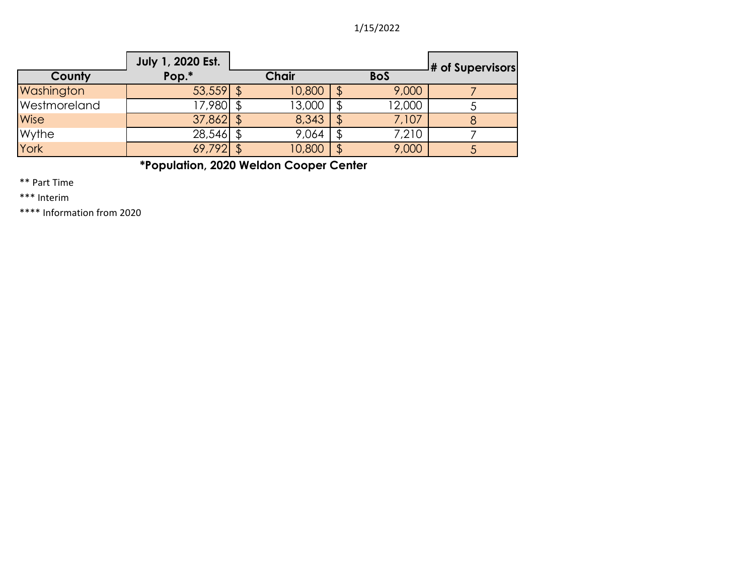1/15/2022

| County | July 1, 2020 Est. Pop.* | Chair | BoS | # of Supervisors |
|---|---|---|---|---|
| Washington | 53,559 | $ 10,800 | $ 9,000 | 7 |
| Westmoreland | 17,980 | $ 13,000 | $ 12,000 | 5 |
| Wise | 37,862 | $ 8,343 | $ 7,107 | 8 |
| Wythe | 28,546 | $ 9,064 | $ 7,210 | 7 |
| York | 69,792 | $ 10,800 | $ 9,000 | 5 |

**\*Population, 2020 Weldon Cooper Center**

** Part Time

*** Interim

**** Information from 2020